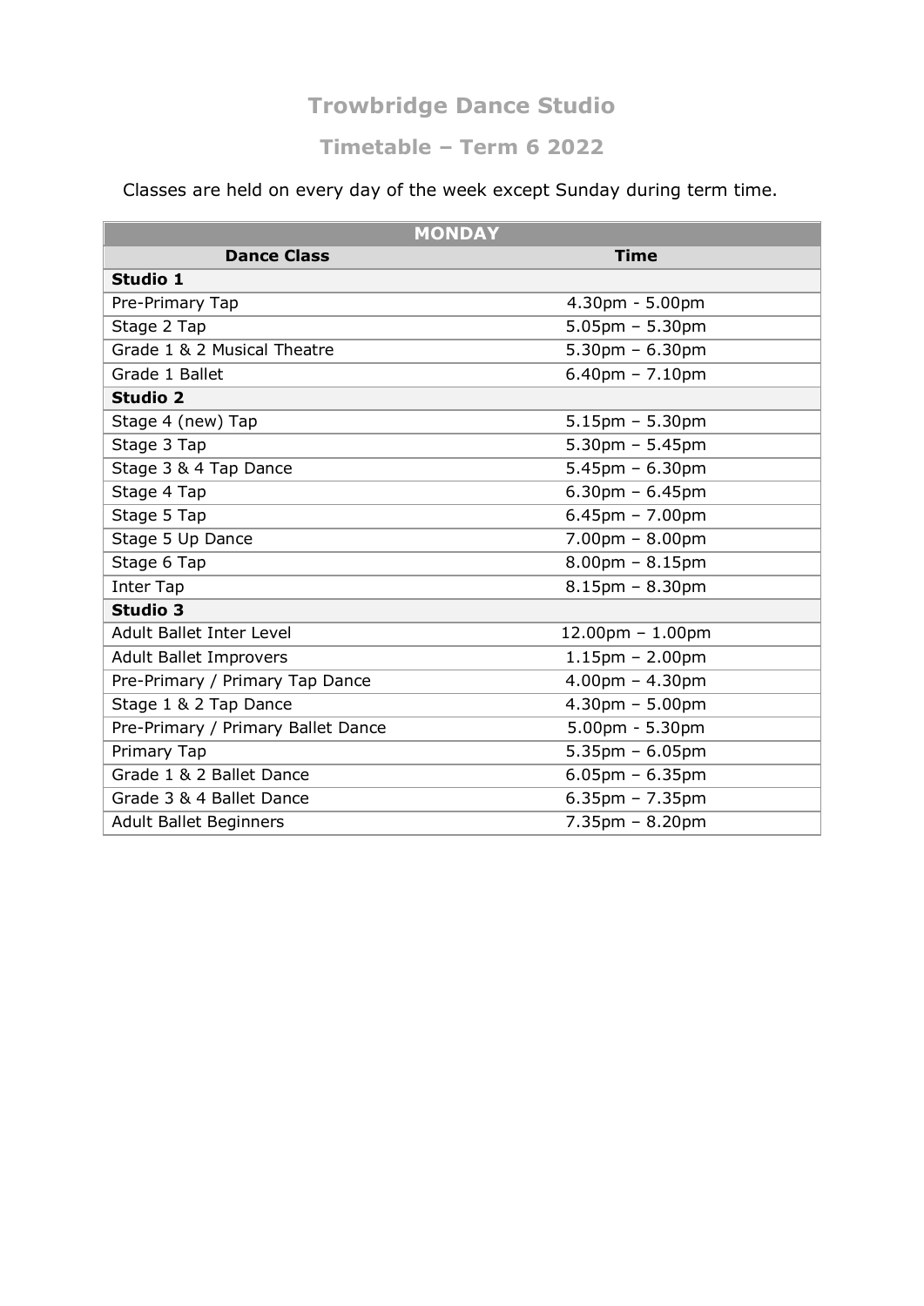# Trowbridge Dance Studio

## Timetable – Term 6 2022

Classes are held on every day of the week except Sunday during term time.

| MONDAY | |
|---|---|
| **Dance Class** | **Time** |
| **Studio 1** | |
| Pre-Primary Tap | 4.30pm - 5.00pm |
| Stage 2 Tap | 5.05pm – 5.30pm |
| Grade 1 & 2 Musical Theatre | 5.30pm – 6.30pm |
| Grade 1 Ballet | 6.40pm – 7.10pm |
| **Studio 2** | |
| Stage 4 (new) Tap | 5.15pm – 5.30pm |
| Stage 3 Tap | 5.30pm – 5.45pm |
| Stage 3 & 4 Tap Dance | 5.45pm – 6.30pm |
| Stage 4 Tap | 6.30pm – 6.45pm |
| Stage 5 Tap | 6.45pm – 7.00pm |
| Stage 5 Up Dance | 7.00pm – 8.00pm |
| Stage 6 Tap | 8.00pm – 8.15pm |
| Inter Tap | 8.15pm – 8.30pm |
| **Studio 3** | |
| Adult Ballet Inter Level | 12.00pm – 1.00pm |
| Adult Ballet Improvers | 1.15pm – 2.00pm |
| Pre-Primary / Primary Tap Dance | 4.00pm – 4.30pm |
| Stage 1 & 2 Tap Dance | 4.30pm – 5.00pm |
| Pre-Primary / Primary Ballet Dance | 5.00pm - 5.30pm |
| Primary Tap | 5.35pm – 6.05pm |
| Grade 1 & 2 Ballet Dance | 6.05pm – 6.35pm |
| Grade 3 & 4 Ballet Dance | 6.35pm – 7.35pm |
| Adult Ballet Beginners | 7.35pm – 8.20pm |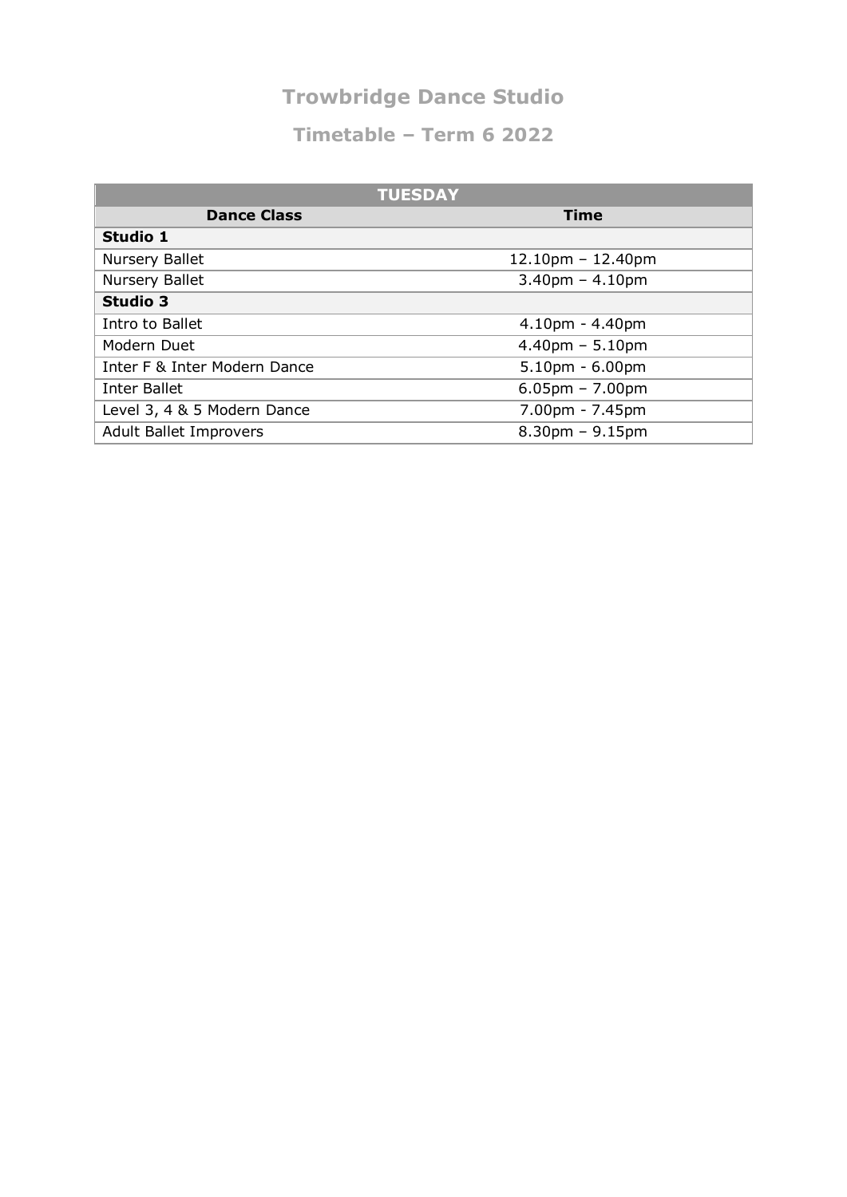# Trowbridge Dance Studio

## Timetable – Term 6 2022

| TUESDAY | |
|---|---|
| **Dance Class** | **Time** |
| **Studio 1** | |
| Nursery Ballet | 12.10pm – 12.40pm |
| Nursery Ballet | 3.40pm – 4.10pm |
| **Studio 3** | |
| Intro to Ballet | 4.10pm - 4.40pm |
| Modern Duet | 4.40pm – 5.10pm |
| Inter F & Inter Modern Dance | 5.10pm - 6.00pm |
| Inter Ballet | 6.05pm – 7.00pm |
| Level 3, 4 & 5 Modern Dance | 7.00pm - 7.45pm |
| Adult Ballet Improvers | 8.30pm – 9.15pm |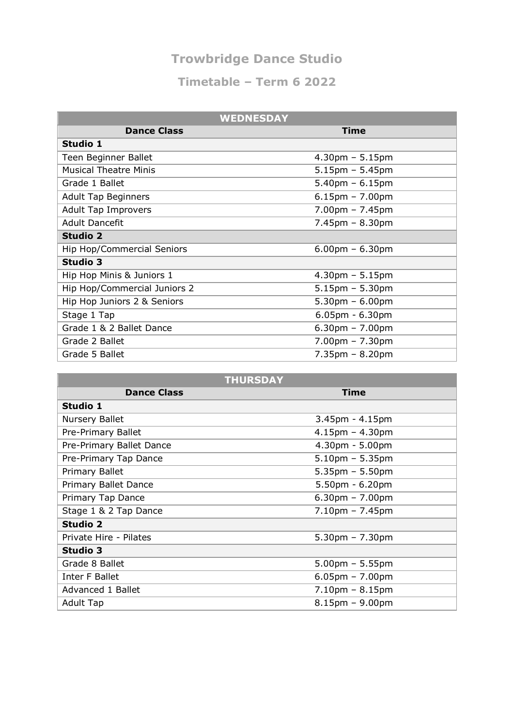# Trowbridge Dance Studio

## Timetable – Term 6 2022

| WEDNESDAY | |
|---|---|
| **Dance Class** | **Time** |
| **Studio 1** | |
| Teen Beginner Ballet | 4.30pm – 5.15pm |
| Musical Theatre Minis | 5.15pm – 5.45pm |
| Grade 1 Ballet | 5.40pm – 6.15pm |
| Adult Tap Beginners | 6.15pm – 7.00pm |
| Adult Tap Improvers | 7.00pm – 7.45pm |
| Adult Dancefit | 7.45pm – 8.30pm |
| **Studio 2** | |
| Hip Hop/Commercial Seniors | 6.00pm – 6.30pm |
| **Studio 3** | |
| Hip Hop Minis & Juniors 1 | 4.30pm – 5.15pm |
| Hip Hop/Commercial Juniors 2 | 5.15pm – 5.30pm |
| Hip Hop Juniors 2 & Seniors | 5.30pm – 6.00pm |
| Stage 1 Tap | 6.05pm - 6.30pm |
| Grade 1 & 2 Ballet Dance | 6.30pm – 7.00pm |
| Grade 2 Ballet | 7.00pm – 7.30pm |
| Grade 5 Ballet | 7.35pm – 8.20pm |

| THURSDAY | |
|---|---|
| **Dance Class** | **Time** |
| **Studio 1** | |
| Nursery Ballet | 3.45pm - 4.15pm |
| Pre-Primary Ballet | 4.15pm – 4.30pm |
| Pre-Primary Ballet Dance | 4.30pm - 5.00pm |
| Pre-Primary Tap Dance | 5.10pm – 5.35pm |
| Primary Ballet | 5.35pm – 5.50pm |
| Primary Ballet Dance | 5.50pm - 6.20pm |
| Primary Tap Dance | 6.30pm – 7.00pm |
| Stage 1 & 2 Tap Dance | 7.10pm – 7.45pm |
| **Studio 2** | |
| Private Hire - Pilates | 5.30pm – 7.30pm |
| **Studio 3** | |
| Grade 8 Ballet | 5.00pm – 5.55pm |
| Inter F Ballet | 6.05pm – 7.00pm |
| Advanced 1 Ballet | 7.10pm – 8.15pm |
| Adult Tap | 8.15pm – 9.00pm |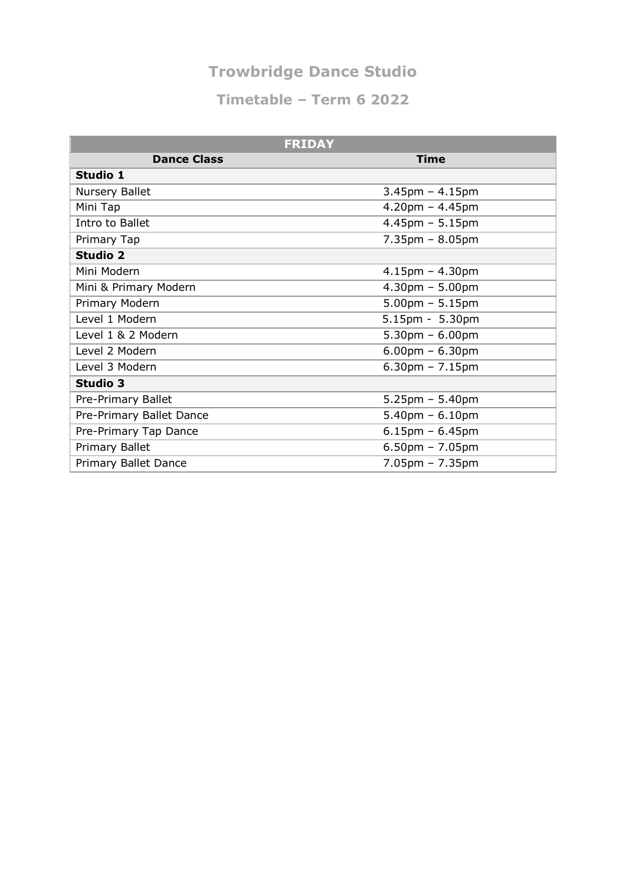# Trowbridge Dance Studio

## Timetable – Term 6 2022

| FRIDAY | |
|---|---|
| **Dance Class** | **Time** |
| **Studio 1** | |
| Nursery Ballet | 3.45pm – 4.15pm |
| Mini Tap | 4.20pm – 4.45pm |
| Intro to Ballet | 4.45pm – 5.15pm |
| Primary Tap | 7.35pm – 8.05pm |
| **Studio 2** | |
| Mini Modern | 4.15pm – 4.30pm |
| Mini & Primary Modern | 4.30pm – 5.00pm |
| Primary Modern | 5.00pm – 5.15pm |
| Level 1 Modern | 5.15pm - 5.30pm |
| Level 1 & 2 Modern | 5.30pm – 6.00pm |
| Level 2 Modern | 6.00pm – 6.30pm |
| Level 3 Modern | 6.30pm – 7.15pm |
| **Studio 3** | |
| Pre-Primary Ballet | 5.25pm – 5.40pm |
| Pre-Primary Ballet Dance | 5.40pm – 6.10pm |
| Pre-Primary Tap Dance | 6.15pm – 6.45pm |
| Primary Ballet | 6.50pm – 7.05pm |
| Primary Ballet Dance | 7.05pm – 7.35pm |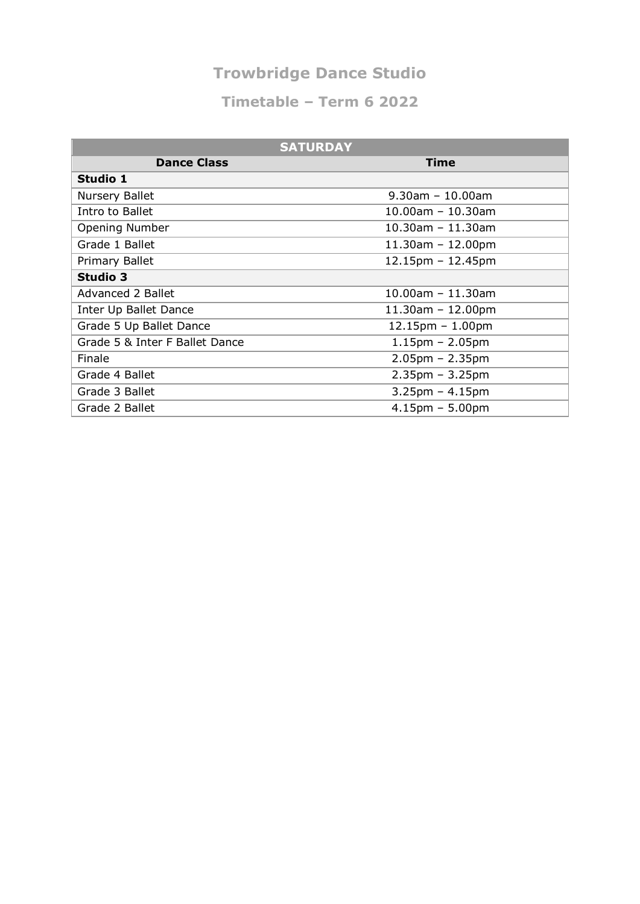# Trowbridge Dance Studio

## Timetable – Term 6 2022

| SATURDAY | |
|---|---|
| **Dance Class** | **Time** |
| **Studio 1** | |
| Nursery Ballet | 9.30am – 10.00am |
| Intro to Ballet | 10.00am – 10.30am |
| Opening Number | 10.30am – 11.30am |
| Grade 1 Ballet | 11.30am – 12.00pm |
| Primary Ballet | 12.15pm – 12.45pm |
| **Studio 3** | |
| Advanced 2 Ballet | 10.00am – 11.30am |
| Inter Up Ballet Dance | 11.30am – 12.00pm |
| Grade 5 Up Ballet Dance | 12.15pm – 1.00pm |
| Grade 5 & Inter F Ballet Dance | 1.15pm – 2.05pm |
| Finale | 2.05pm – 2.35pm |
| Grade 4 Ballet | 2.35pm – 3.25pm |
| Grade 3 Ballet | 3.25pm – 4.15pm |
| Grade 2 Ballet | 4.15pm – 5.00pm |